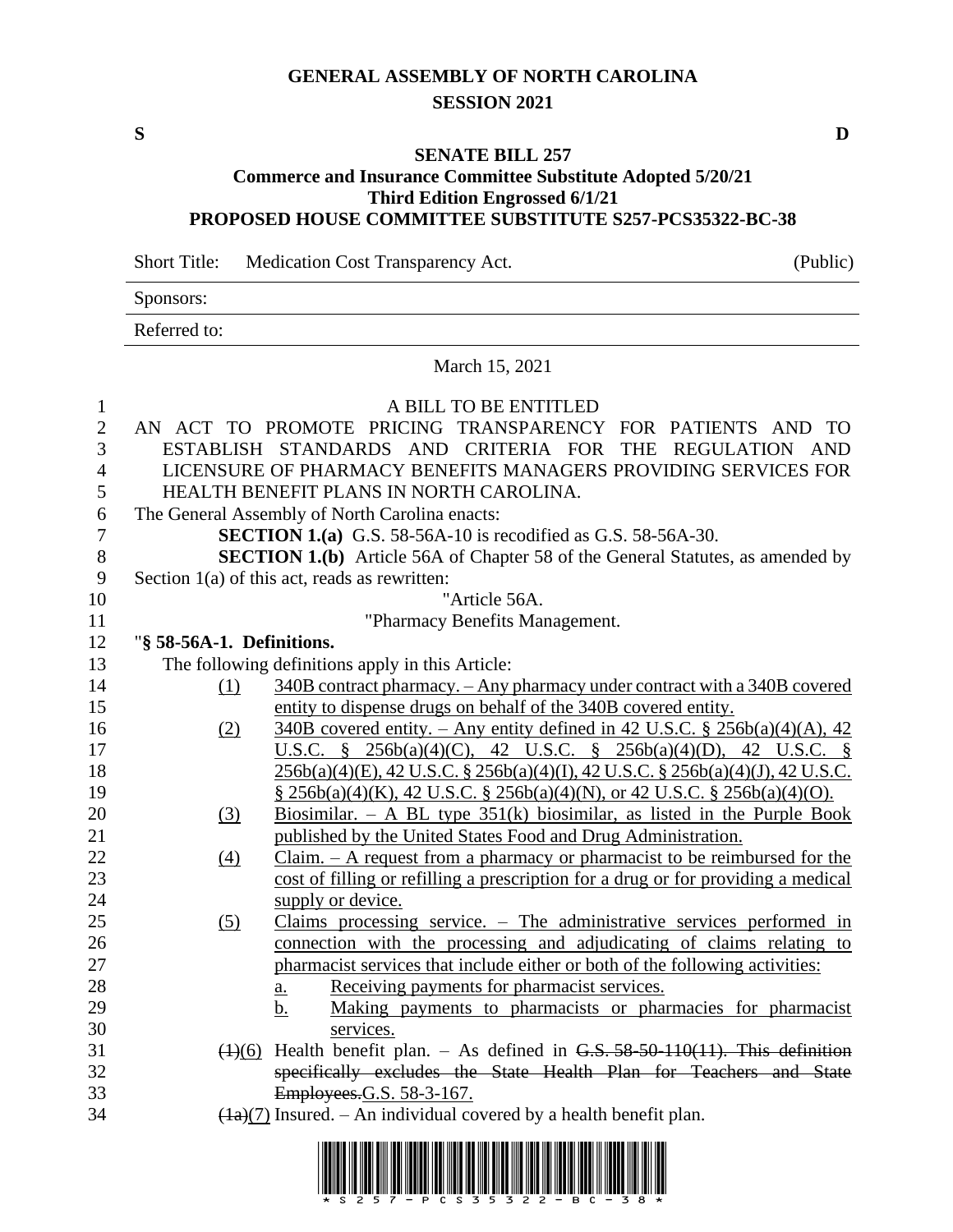# GENERAL ASSEMBLY OF NORTH CAROLINA
## SESSION 2021

**S** **D**

## SENATE BILL 257
### Commerce and Insurance Committee Substitute Adopted 5/20/21
### Third Edition Engrossed 6/1/21
### PROPOSED HOUSE COMMITTEE SUBSTITUTE S257-PCS35322-BC-38

Short Title: Medication Cost Transparency Act. (Public)

Sponsors:

Referred to:

March 15, 2021

A BILL TO BE ENTITLED

AN ACT TO PROMOTE PRICING TRANSPARENCY FOR PATIENTS AND TO ESTABLISH STANDARDS AND CRITERIA FOR THE REGULATION AND LICENSURE OF PHARMACY BENEFITS MANAGERS PROVIDING SERVICES FOR HEALTH BENEFIT PLANS IN NORTH CAROLINA.

The General Assembly of North Carolina enacts:

**SECTION 1.(a)** G.S. 58-56A-10 is recodified as G.S. 58-56A-30.

**SECTION 1.(b)** Article 56A of Chapter 58 of the General Statutes, as amended by Section 1(a) of this act, reads as rewritten:

"Article 56A.

"Pharmacy Benefits Management.

"**§ 58-56A-1. Definitions.**

The following definitions apply in this Article:

(1) 340B contract pharmacy. – Any pharmacy under contract with a 340B covered entity to dispense drugs on behalf of the 340B covered entity.

(2) 340B covered entity. – Any entity defined in 42 U.S.C. § 256b(a)(4)(A), 42 U.S.C. § 256b(a)(4)(C), 42 U.S.C. § 256b(a)(4)(D), 42 U.S.C. § 256b(a)(4)(E), 42 U.S.C. § 256b(a)(4)(I), 42 U.S.C. § 256b(a)(4)(J), 42 U.S.C. § 256b(a)(4)(K), 42 U.S.C. § 256b(a)(4)(N), or 42 U.S.C. § 256b(a)(4)(O).

(3) Biosimilar. – A BL type 351(k) biosimilar, as listed in the Purple Book published by the United States Food and Drug Administration.

(4) Claim. – A request from a pharmacy or pharmacist to be reimbursed for the cost of filling or refilling a prescription for a drug or for providing a medical supply or device.

(5) Claims processing service. – The administrative services performed in connection with the processing and adjudicating of claims relating to pharmacist services that include either or both of the following activities:

a. Receiving payments for pharmacist services.

b. Making payments to pharmacists or pharmacies for pharmacist services.

~~(1)~~(6) Health benefit plan. – As defined in ~~G.S. 58-50-110(11). This definition specifically excludes the State Health Plan for Teachers and State Employees.~~G.S. 58-3-167.

~~(1a)~~(7) Insured. – An individual covered by a health benefit plan.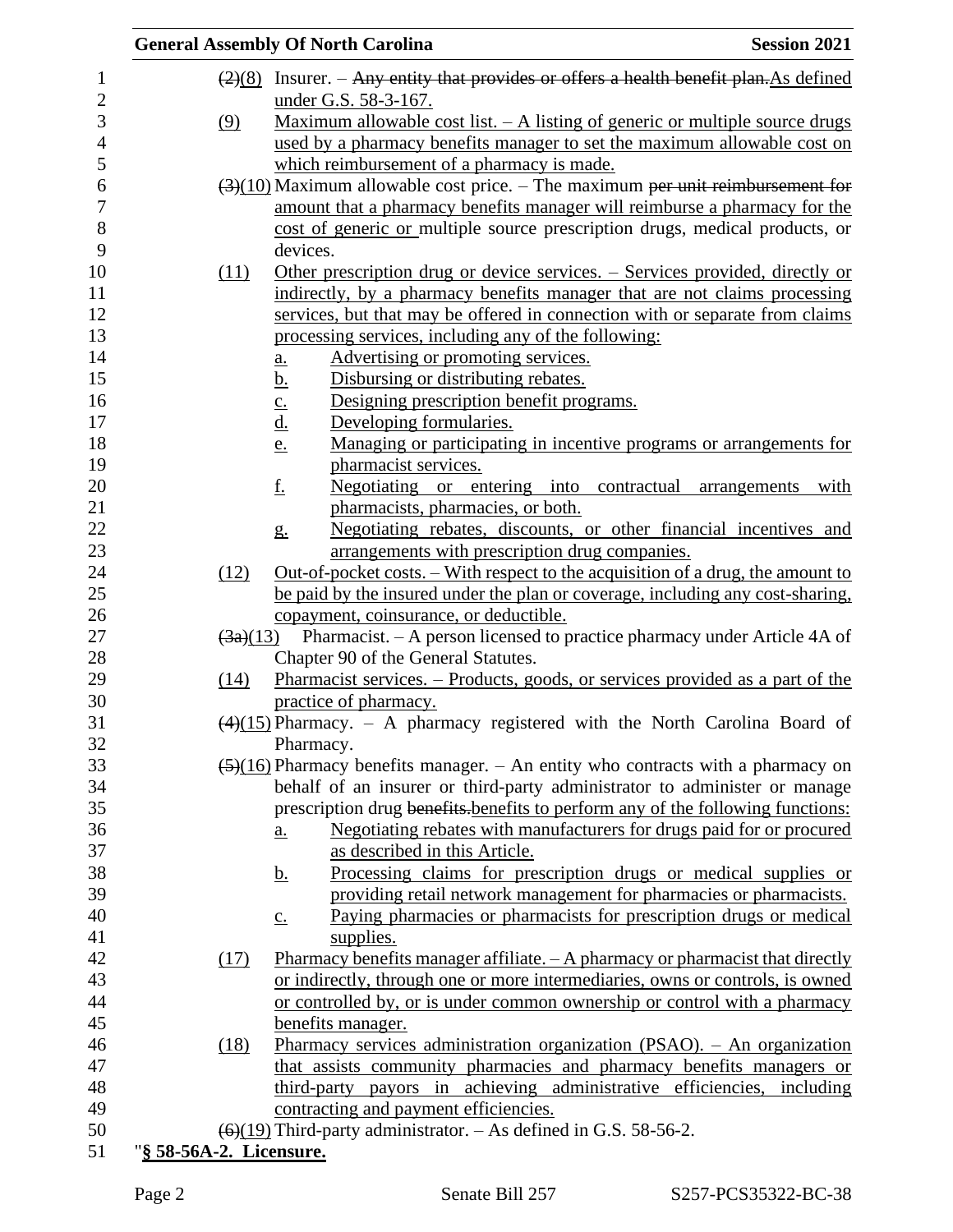~~(2)~~(8) Insurer. – ~~Any entity that provides or offers a health benefit plan.~~As defined under G.S. 58-3-167.

(9) Maximum allowable cost list. – A listing of generic or multiple source drugs used by a pharmacy benefits manager to set the maximum allowable cost on which reimbursement of a pharmacy is made.

~~(3)~~(10) Maximum allowable cost price. – The maximum ~~per unit reimbursement for~~ amount that a pharmacy benefits manager will reimburse a pharmacy for the cost of generic or multiple source prescription drugs, medical products, or devices.

(11) Other prescription drug or device services. – Services provided, directly or indirectly, by a pharmacy benefits manager that are not claims processing services, but that may be offered in connection with or separate from claims processing services, including any of the following:

- a. Advertising or promoting services.
- b. Disbursing or distributing rebates.
- c. Designing prescription benefit programs.
- d. Developing formularies.
- e. Managing or participating in incentive programs or arrangements for pharmacist services.
- f. Negotiating or entering into contractual arrangements with pharmacists, pharmacies, or both.
- g. Negotiating rebates, discounts, or other financial incentives and arrangements with prescription drug companies.

(12) Out-of-pocket costs. – With respect to the acquisition of a drug, the amount to be paid by the insured under the plan or coverage, including any cost-sharing, copayment, coinsurance, or deductible.

~~(3a)~~(13) Pharmacist. – A person licensed to practice pharmacy under Article 4A of Chapter 90 of the General Statutes.

(14) Pharmacist services. – Products, goods, or services provided as a part of the practice of pharmacy.

~~(4)~~(15) Pharmacy. – A pharmacy registered with the North Carolina Board of Pharmacy.

~~(5)~~(16) Pharmacy benefits manager. – An entity who contracts with a pharmacy on behalf of an insurer or third-party administrator to administer or manage prescription drug ~~benefits.~~benefits to perform any of the following functions:

- a. Negotiating rebates with manufacturers for drugs paid for or procured as described in this Article.
- b. Processing claims for prescription drugs or medical supplies or providing retail network management for pharmacies or pharmacists.
- c. Paying pharmacies or pharmacists for prescription drugs or medical supplies.

(17) Pharmacy benefits manager affiliate. – A pharmacy or pharmacist that directly or indirectly, through one or more intermediaries, owns or controls, is owned or controlled by, or is under common ownership or control with a pharmacy benefits manager.

(18) Pharmacy services administration organization (PSAO). – An organization that assists community pharmacies and pharmacy benefits managers or third-party payors in achieving administrative efficiencies, including contracting and payment efficiencies.

~~(6)~~(19) Third-party administrator. – As defined in G.S. 58-56-2.

"**§ 58-56A-2. Licensure.**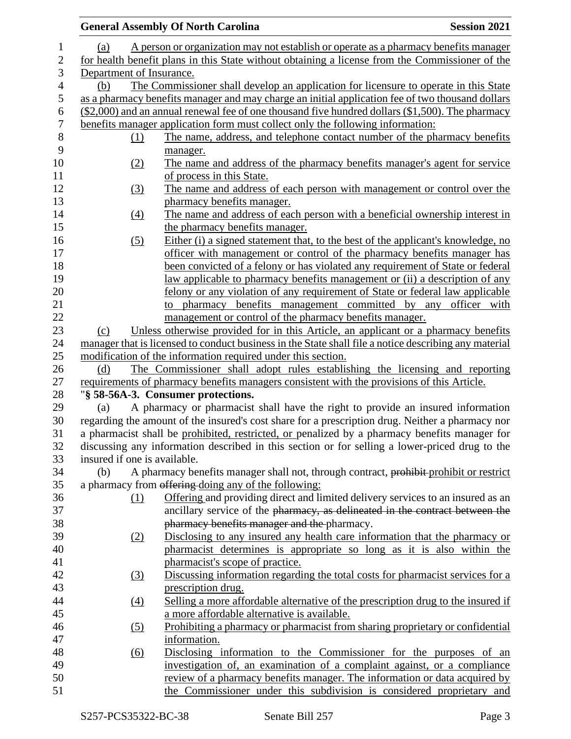(a) A person or organization may not establish or operate as a pharmacy benefits manager for health benefit plans in this State without obtaining a license from the Commissioner of the Department of Insurance.

(b) The Commissioner shall develop an application for licensure to operate in this State as a pharmacy benefits manager and may charge an initial application fee of two thousand dollars ($2,000) and an annual renewal fee of one thousand five hundred dollars ($1,500). The pharmacy benefits manager application form must collect only the following information:

(1) The name, address, and telephone contact number of the pharmacy benefits manager.

(2) The name and address of the pharmacy benefits manager's agent for service of process in this State.

(3) The name and address of each person with management or control over the pharmacy benefits manager.

(4) The name and address of each person with a beneficial ownership interest in the pharmacy benefits manager.

(5) Either (i) a signed statement that, to the best of the applicant's knowledge, no officer with management or control of the pharmacy benefits manager has been convicted of a felony or has violated any requirement of State or federal law applicable to pharmacy benefits management or (ii) a description of any felony or any violation of any requirement of State or federal law applicable to pharmacy benefits management committed by any officer with management or control of the pharmacy benefits manager.

(c) Unless otherwise provided for in this Article, an applicant or a pharmacy benefits manager that is licensed to conduct business in the State shall file a notice describing any material modification of the information required under this section.

(d) The Commissioner shall adopt rules establishing the licensing and reporting requirements of pharmacy benefits managers consistent with the provisions of this Article.

"**§ 58-56A-3. Consumer protections.**

(a) A pharmacy or pharmacist shall have the right to provide an insured information regarding the amount of the insured's cost share for a prescription drug. Neither a pharmacy nor a pharmacist shall be prohibited, restricted, or penalized by a pharmacy benefits manager for discussing any information described in this section or for selling a lower-priced drug to the insured if one is available.

(b) A pharmacy benefits manager shall not, through contract, ~~prohibit~~ prohibit or restrict a pharmacy from ~~offering~~ doing any of the following:

(1) Offering and providing direct and limited delivery services to an insured as an ancillary service of the ~~pharmacy, as delineated in the contract between the pharmacy benefits manager and the~~ pharmacy.

(2) Disclosing to any insured any health care information that the pharmacy or pharmacist determines is appropriate so long as it is also within the pharmacist's scope of practice.

(3) Discussing information regarding the total costs for pharmacist services for a prescription drug.

(4) Selling a more affordable alternative of the prescription drug to the insured if a more affordable alternative is available.

(5) Prohibiting a pharmacy or pharmacist from sharing proprietary or confidential information.

(6) Disclosing information to the Commissioner for the purposes of an investigation of, an examination of a complaint against, or a compliance review of a pharmacy benefits manager. The information or data acquired by the Commissioner under this subdivision is considered proprietary and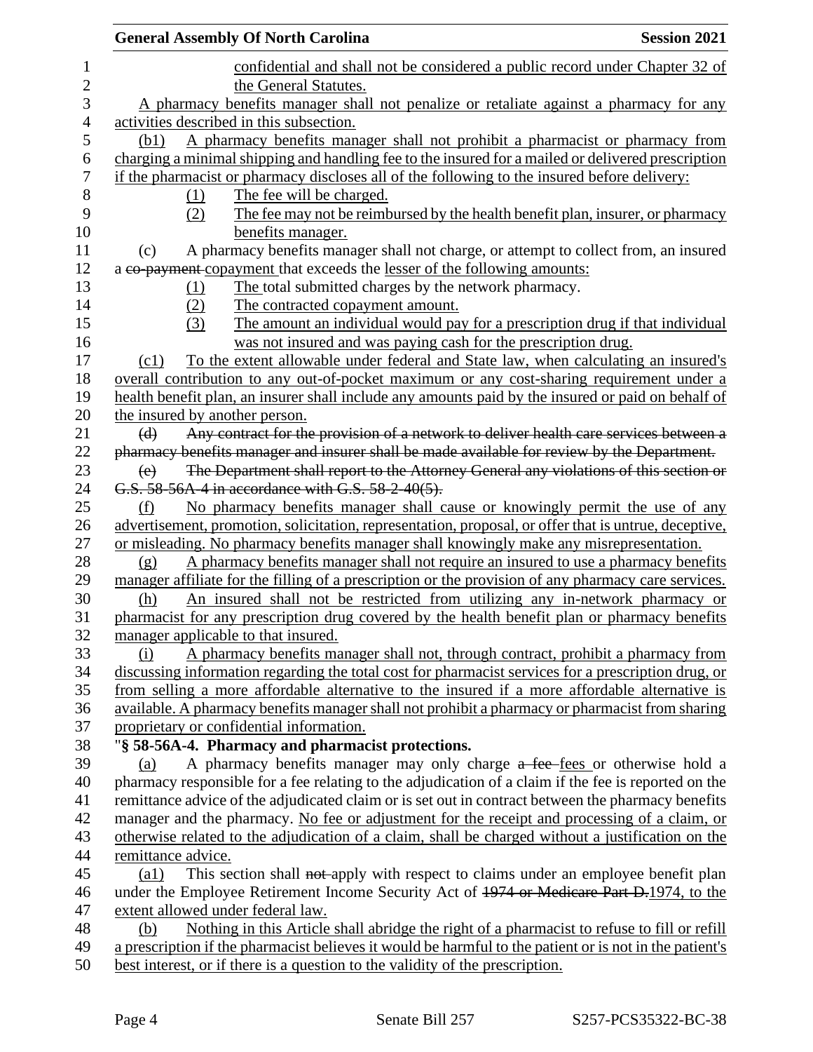confidential and shall not be considered a public record under Chapter 32 of the General Statutes.

A pharmacy benefits manager shall not penalize or retaliate against a pharmacy for any activities described in this subsection.

(b1) A pharmacy benefits manager shall not prohibit a pharmacist or pharmacy from charging a minimal shipping and handling fee to the insured for a mailed or delivered prescription if the pharmacist or pharmacy discloses all of the following to the insured before delivery:

(1) The fee will be charged.

(2) The fee may not be reimbursed by the health benefit plan, insurer, or pharmacy benefits manager.

(c) A pharmacy benefits manager shall not charge, or attempt to collect from, an insured a ~~co-payment~~ copayment that exceeds the lesser of the following amounts:

(1) The total submitted charges by the network pharmacy.

(2) The contracted copayment amount.

(3) The amount an individual would pay for a prescription drug if that individual was not insured and was paying cash for the prescription drug.

(c1) To the extent allowable under federal and State law, when calculating an insured's overall contribution to any out-of-pocket maximum or any cost-sharing requirement under a health benefit plan, an insurer shall include any amounts paid by the insured or paid on behalf of the insured by another person.

~~(d) Any contract for the provision of a network to deliver health care services between a pharmacy benefits manager and insurer shall be made available for review by the Department.~~

~~(e) The Department shall report to the Attorney General any violations of this section or G.S. 58-56A-4 in accordance with G.S. 58-2-40(5).~~

(f) No pharmacy benefits manager shall cause or knowingly permit the use of any advertisement, promotion, solicitation, representation, proposal, or offer that is untrue, deceptive, or misleading. No pharmacy benefits manager shall knowingly make any misrepresentation.

(g) A pharmacy benefits manager shall not require an insured to use a pharmacy benefits manager affiliate for the filling of a prescription or the provision of any pharmacy care services.

(h) An insured shall not be restricted from utilizing any in-network pharmacy or pharmacist for any prescription drug covered by the health benefit plan or pharmacy benefits manager applicable to that insured.

(i) A pharmacy benefits manager shall not, through contract, prohibit a pharmacy from discussing information regarding the total cost for pharmacist services for a prescription drug, or from selling a more affordable alternative to the insured if a more affordable alternative is available. A pharmacy benefits manager shall not prohibit a pharmacy or pharmacist from sharing proprietary or confidential information.

"**§ 58-56A-4. Pharmacy and pharmacist protections.**

(a) A pharmacy benefits manager may only charge ~~a fee~~ fees or otherwise hold a pharmacy responsible for a fee relating to the adjudication of a claim if the fee is reported on the remittance advice of the adjudicated claim or is set out in contract between the pharmacy benefits manager and the pharmacy. No fee or adjustment for the receipt and processing of a claim, or otherwise related to the adjudication of a claim, shall be charged without a justification on the remittance advice.

(a1) This section shall ~~not~~ apply with respect to claims under an employee benefit plan under the Employee Retirement Income Security Act of ~~1974 or Medicare Part D.~~1974, to the extent allowed under federal law.

(b) Nothing in this Article shall abridge the right of a pharmacist to refuse to fill or refill a prescription if the pharmacist believes it would be harmful to the patient or is not in the patient's best interest, or if there is a question to the validity of the prescription.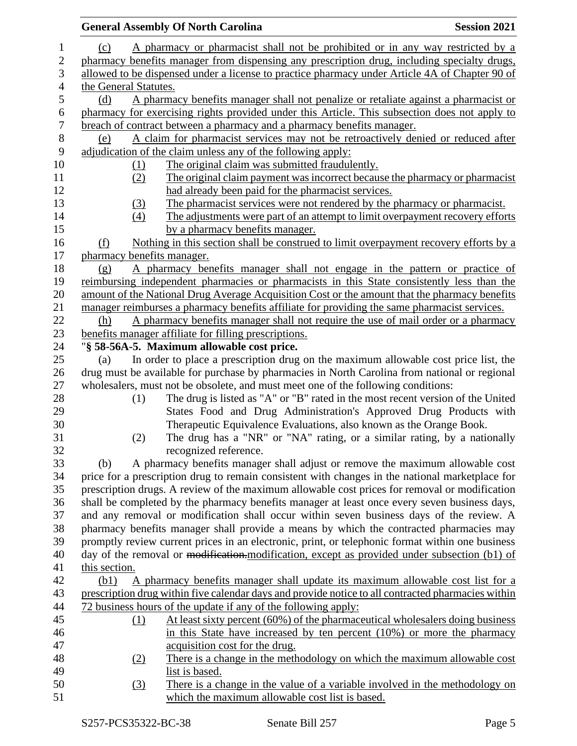(c) A pharmacy or pharmacist shall not be prohibited or in any way restricted by a pharmacy benefits manager from dispensing any prescription drug, including specialty drugs, allowed to be dispensed under a license to practice pharmacy under Article 4A of Chapter 90 of the General Statutes.

(d) A pharmacy benefits manager shall not penalize or retaliate against a pharmacist or pharmacy for exercising rights provided under this Article. This subsection does not apply to breach of contract between a pharmacy and a pharmacy benefits manager.

(e) A claim for pharmacist services may not be retroactively denied or reduced after adjudication of the claim unless any of the following apply:

(1) The original claim was submitted fraudulently.

(2) The original claim payment was incorrect because the pharmacy or pharmacist had already been paid for the pharmacist services.

(3) The pharmacist services were not rendered by the pharmacy or pharmacist.

(4) The adjustments were part of an attempt to limit overpayment recovery efforts by a pharmacy benefits manager.

(f) Nothing in this section shall be construed to limit overpayment recovery efforts by a pharmacy benefits manager.

(g) A pharmacy benefits manager shall not engage in the pattern or practice of reimbursing independent pharmacies or pharmacists in this State consistently less than the amount of the National Drug Average Acquisition Cost or the amount that the pharmacy benefits manager reimburses a pharmacy benefits affiliate for providing the same pharmacist services.

(h) A pharmacy benefits manager shall not require the use of mail order or a pharmacy benefits manager affiliate for filling prescriptions.

"**§ 58-56A-5. Maximum allowable cost price.**

(a) In order to place a prescription drug on the maximum allowable cost price list, the drug must be available for purchase by pharmacies in North Carolina from national or regional wholesalers, must not be obsolete, and must meet one of the following conditions:

(1) The drug is listed as "A" or "B" rated in the most recent version of the United States Food and Drug Administration's Approved Drug Products with Therapeutic Equivalence Evaluations, also known as the Orange Book.

(2) The drug has a "NR" or "NA" rating, or a similar rating, by a nationally recognized reference.

(b) A pharmacy benefits manager shall adjust or remove the maximum allowable cost price for a prescription drug to remain consistent with changes in the national marketplace for prescription drugs. A review of the maximum allowable cost prices for removal or modification shall be completed by the pharmacy benefits manager at least once every seven business days, and any removal or modification shall occur within seven business days of the review. A pharmacy benefits manager shall provide a means by which the contracted pharmacies may promptly review current prices in an electronic, print, or telephonic format within one business day of the removal or ~~modification.~~modification, except as provided under subsection (b1) of this section.

(b1) A pharmacy benefits manager shall update its maximum allowable cost list for a prescription drug within five calendar days and provide notice to all contracted pharmacies within 72 business hours of the update if any of the following apply:

(1) At least sixty percent (60%) of the pharmaceutical wholesalers doing business in this State have increased by ten percent (10%) or more the pharmacy acquisition cost for the drug.

(2) There is a change in the methodology on which the maximum allowable cost list is based.

(3) There is a change in the value of a variable involved in the methodology on which the maximum allowable cost list is based.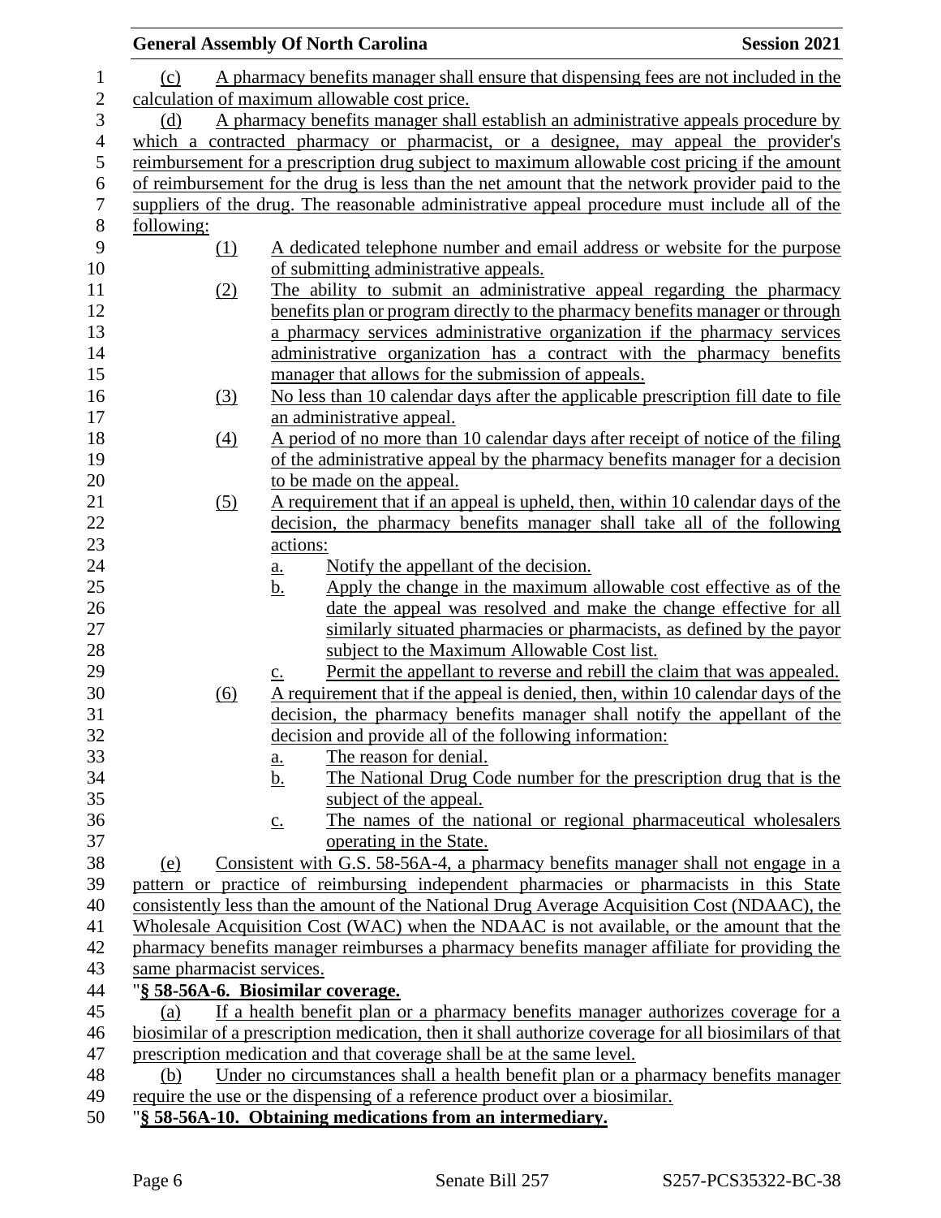(c) A pharmacy benefits manager shall ensure that dispensing fees are not included in the calculation of maximum allowable cost price.

(d) A pharmacy benefits manager shall establish an administrative appeals procedure by which a contracted pharmacy or pharmacist, or a designee, may appeal the provider's reimbursement for a prescription drug subject to maximum allowable cost pricing if the amount of reimbursement for the drug is less than the net amount that the network provider paid to the suppliers of the drug. The reasonable administrative appeal procedure must include all of the following:

(1) A dedicated telephone number and email address or website for the purpose of submitting administrative appeals.

(2) The ability to submit an administrative appeal regarding the pharmacy benefits plan or program directly to the pharmacy benefits manager or through a pharmacy services administrative organization if the pharmacy services administrative organization has a contract with the pharmacy benefits manager that allows for the submission of appeals.

(3) No less than 10 calendar days after the applicable prescription fill date to file an administrative appeal.

(4) A period of no more than 10 calendar days after receipt of notice of the filing of the administrative appeal by the pharmacy benefits manager for a decision to be made on the appeal.

(5) A requirement that if an appeal is upheld, then, within 10 calendar days of the decision, the pharmacy benefits manager shall take all of the following actions:

a. Notify the appellant of the decision.

b. Apply the change in the maximum allowable cost effective as of the date the appeal was resolved and make the change effective for all similarly situated pharmacies or pharmacists, as defined by the payor subject to the Maximum Allowable Cost list.

c. Permit the appellant to reverse and rebill the claim that was appealed.

(6) A requirement that if the appeal is denied, then, within 10 calendar days of the decision, the pharmacy benefits manager shall notify the appellant of the decision and provide all of the following information:

a. The reason for denial.

b. The National Drug Code number for the prescription drug that is the subject of the appeal.

c. The names of the national or regional pharmaceutical wholesalers operating in the State.

(e) Consistent with G.S. 58-56A-4, a pharmacy benefits manager shall not engage in a pattern or practice of reimbursing independent pharmacies or pharmacists in this State consistently less than the amount of the National Drug Average Acquisition Cost (NDAAC), the Wholesale Acquisition Cost (WAC) when the NDAAC is not available, or the amount that the pharmacy benefits manager reimburses a pharmacy benefits manager affiliate for providing the same pharmacist services.

"**§ 58-56A-6. Biosimilar coverage.**

(a) If a health benefit plan or a pharmacy benefits manager authorizes coverage for a biosimilar of a prescription medication, then it shall authorize coverage for all biosimilars of that prescription medication and that coverage shall be at the same level.

(b) Under no circumstances shall a health benefit plan or a pharmacy benefits manager require the use or the dispensing of a reference product over a biosimilar.

"**§ 58-56A-10. Obtaining medications from an intermediary.**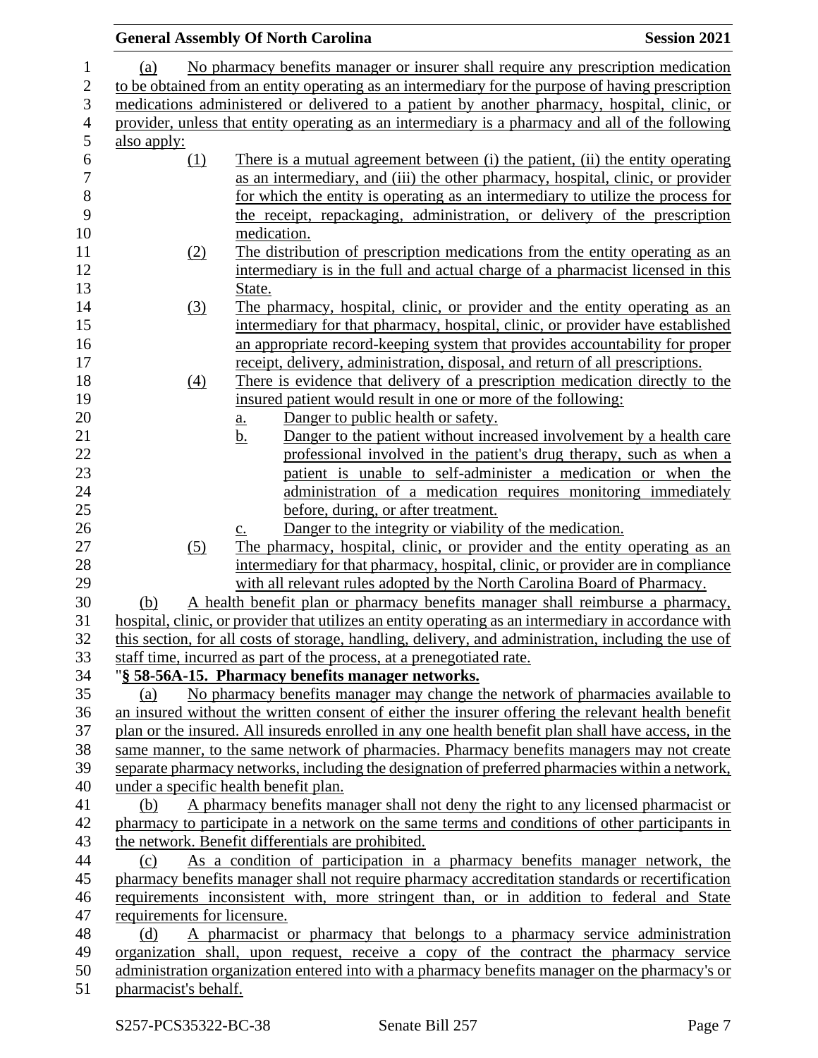(a) No pharmacy benefits manager or insurer shall require any prescription medication to be obtained from an entity operating as an intermediary for the purpose of having prescription medications administered or delivered to a patient by another pharmacy, hospital, clinic, or provider, unless that entity operating as an intermediary is a pharmacy and all of the following also apply:

(1) There is a mutual agreement between (i) the patient, (ii) the entity operating as an intermediary, and (iii) the other pharmacy, hospital, clinic, or provider for which the entity is operating as an intermediary to utilize the process for the receipt, repackaging, administration, or delivery of the prescription medication.

(2) The distribution of prescription medications from the entity operating as an intermediary is in the full and actual charge of a pharmacist licensed in this State.

(3) The pharmacy, hospital, clinic, or provider and the entity operating as an intermediary for that pharmacy, hospital, clinic, or provider have established an appropriate record-keeping system that provides accountability for proper receipt, delivery, administration, disposal, and return of all prescriptions.

(4) There is evidence that delivery of a prescription medication directly to the insured patient would result in one or more of the following:

a. Danger to public health or safety.

b. Danger to the patient without increased involvement by a health care professional involved in the patient's drug therapy, such as when a patient is unable to self-administer a medication or when the administration of a medication requires monitoring immediately before, during, or after treatment.

c. Danger to the integrity or viability of the medication.

(5) The pharmacy, hospital, clinic, or provider and the entity operating as an intermediary for that pharmacy, hospital, clinic, or provider are in compliance with all relevant rules adopted by the North Carolina Board of Pharmacy.

(b) A health benefit plan or pharmacy benefits manager shall reimburse a pharmacy, hospital, clinic, or provider that utilizes an entity operating as an intermediary in accordance with this section, for all costs of storage, handling, delivery, and administration, including the use of staff time, incurred as part of the process, at a prenegotiated rate.

"**§ 58-56A-15. Pharmacy benefits manager networks.**

(a) No pharmacy benefits manager may change the network of pharmacies available to an insured without the written consent of either the insurer offering the relevant health benefit plan or the insured. All insureds enrolled in any one health benefit plan shall have access, in the same manner, to the same network of pharmacies. Pharmacy benefits managers may not create separate pharmacy networks, including the designation of preferred pharmacies within a network, under a specific health benefit plan.

(b) A pharmacy benefits manager shall not deny the right to any licensed pharmacist or pharmacy to participate in a network on the same terms and conditions of other participants in the network. Benefit differentials are prohibited.

(c) As a condition of participation in a pharmacy benefits manager network, the pharmacy benefits manager shall not require pharmacy accreditation standards or recertification requirements inconsistent with, more stringent than, or in addition to federal and State requirements for licensure.

(d) A pharmacist or pharmacy that belongs to a pharmacy service administration organization shall, upon request, receive a copy of the contract the pharmacy service administration organization entered into with a pharmacy benefits manager on the pharmacy's or pharmacist's behalf.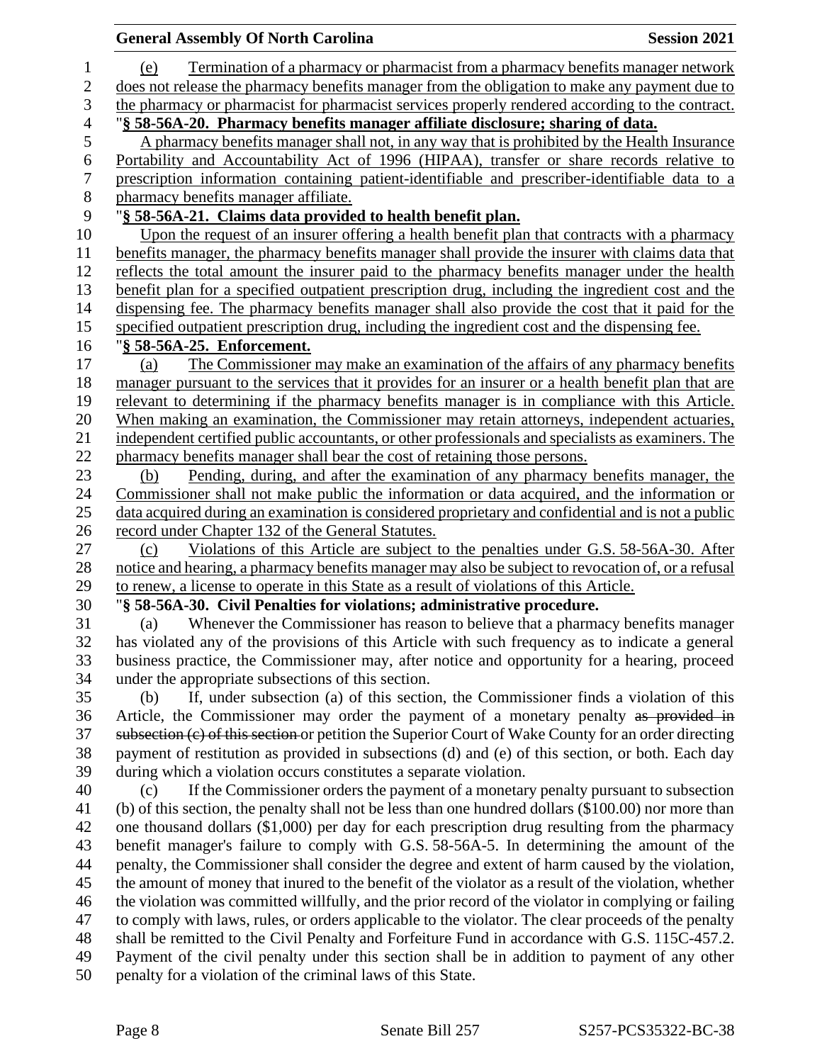(e) Termination of a pharmacy or pharmacist from a pharmacy benefits manager network does not release the pharmacy benefits manager from the obligation to make any payment due to the pharmacy or pharmacist for pharmacist services properly rendered according to the contract.

"**§ 58-56A-20. Pharmacy benefits manager affiliate disclosure; sharing of data.**

A pharmacy benefits manager shall not, in any way that is prohibited by the Health Insurance Portability and Accountability Act of 1996 (HIPAA), transfer or share records relative to prescription information containing patient-identifiable and prescriber-identifiable data to a pharmacy benefits manager affiliate.

"**§ 58-56A-21. Claims data provided to health benefit plan.**

Upon the request of an insurer offering a health benefit plan that contracts with a pharmacy benefits manager, the pharmacy benefits manager shall provide the insurer with claims data that reflects the total amount the insurer paid to the pharmacy benefits manager under the health benefit plan for a specified outpatient prescription drug, including the ingredient cost and the dispensing fee. The pharmacy benefits manager shall also provide the cost that it paid for the specified outpatient prescription drug, including the ingredient cost and the dispensing fee.

"**§ 58-56A-25. Enforcement.**

(a) The Commissioner may make an examination of the affairs of any pharmacy benefits manager pursuant to the services that it provides for an insurer or a health benefit plan that are relevant to determining if the pharmacy benefits manager is in compliance with this Article. When making an examination, the Commissioner may retain attorneys, independent actuaries, independent certified public accountants, or other professionals and specialists as examiners. The pharmacy benefits manager shall bear the cost of retaining those persons.

(b) Pending, during, and after the examination of any pharmacy benefits manager, the Commissioner shall not make public the information or data acquired, and the information or data acquired during an examination is considered proprietary and confidential and is not a public record under Chapter 132 of the General Statutes.

(c) Violations of this Article are subject to the penalties under G.S. 58-56A-30. After notice and hearing, a pharmacy benefits manager may also be subject to revocation of, or a refusal to renew, a license to operate in this State as a result of violations of this Article.

"**§ 58-56A-30. Civil Penalties for violations; administrative procedure.**

(a) Whenever the Commissioner has reason to believe that a pharmacy benefits manager has violated any of the provisions of this Article with such frequency as to indicate a general business practice, the Commissioner may, after notice and opportunity for a hearing, proceed under the appropriate subsections of this section.

(b) If, under subsection (a) of this section, the Commissioner finds a violation of this Article, the Commissioner may order the payment of a monetary penalty ~~as provided in subsection (c) of this section~~ or petition the Superior Court of Wake County for an order directing payment of restitution as provided in subsections (d) and (e) of this section, or both. Each day during which a violation occurs constitutes a separate violation.

(c) If the Commissioner orders the payment of a monetary penalty pursuant to subsection (b) of this section, the penalty shall not be less than one hundred dollars ($100.00) nor more than one thousand dollars ($1,000) per day for each prescription drug resulting from the pharmacy benefit manager's failure to comply with G.S. 58-56A-5. In determining the amount of the penalty, the Commissioner shall consider the degree and extent of harm caused by the violation, the amount of money that inured to the benefit of the violator as a result of the violation, whether the violation was committed willfully, and the prior record of the violator in complying or failing to comply with laws, rules, or orders applicable to the violator. The clear proceeds of the penalty shall be remitted to the Civil Penalty and Forfeiture Fund in accordance with G.S. 115C-457.2. Payment of the civil penalty under this section shall be in addition to payment of any other penalty for a violation of the criminal laws of this State.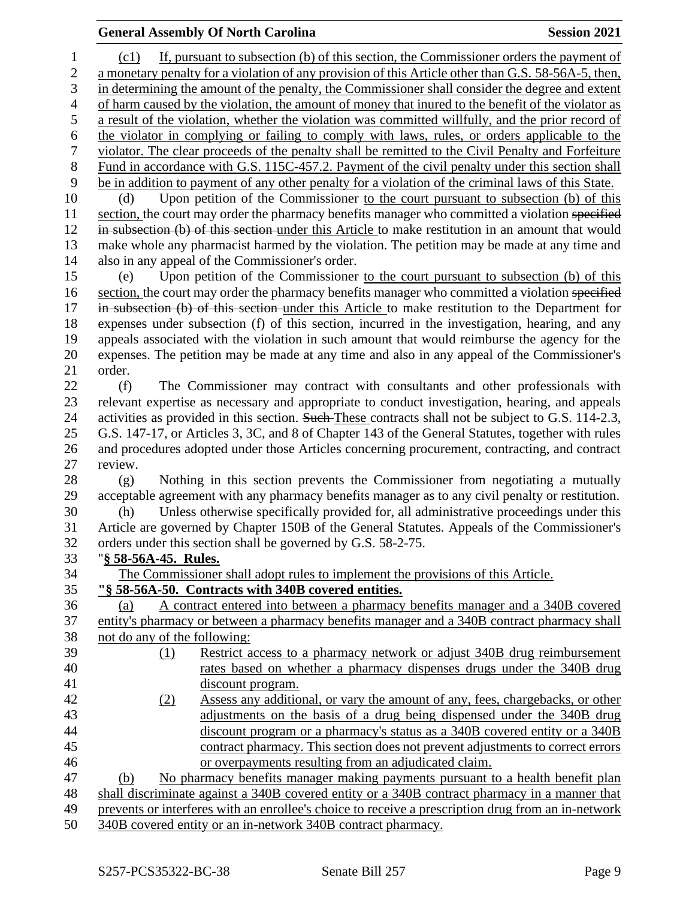(c1) If, pursuant to subsection (b) of this section, the Commissioner orders the payment of a monetary penalty for a violation of any provision of this Article other than G.S. 58-56A-5, then, in determining the amount of the penalty, the Commissioner shall consider the degree and extent of harm caused by the violation, the amount of money that inured to the benefit of the violator as a result of the violation, whether the violation was committed willfully, and the prior record of the violator in complying or failing to comply with laws, rules, or orders applicable to the violator. The clear proceeds of the penalty shall be remitted to the Civil Penalty and Forfeiture Fund in accordance with G.S. 115C-457.2. Payment of the civil penalty under this section shall be in addition to payment of any other penalty for a violation of the criminal laws of this State.

(d) Upon petition of the Commissioner to the court pursuant to subsection (b) of this section, the court may order the pharmacy benefits manager who committed a violation ~~specified in subsection (b) of this section~~ under this Article to make restitution in an amount that would make whole any pharmacist harmed by the violation. The petition may be made at any time and also in any appeal of the Commissioner's order.

(e) Upon petition of the Commissioner to the court pursuant to subsection (b) of this section, the court may order the pharmacy benefits manager who committed a violation ~~specified in subsection (b) of this section~~ under this Article to make restitution to the Department for expenses under subsection (f) of this section, incurred in the investigation, hearing, and any appeals associated with the violation in such amount that would reimburse the agency for the expenses. The petition may be made at any time and also in any appeal of the Commissioner's order.

(f) The Commissioner may contract with consultants and other professionals with relevant expertise as necessary and appropriate to conduct investigation, hearing, and appeals activities as provided in this section. ~~Such~~ These contracts shall not be subject to G.S. 114-2.3, G.S. 147-17, or Articles 3, 3C, and 8 of Chapter 143 of the General Statutes, together with rules and procedures adopted under those Articles concerning procurement, contracting, and contract review.

(g) Nothing in this section prevents the Commissioner from negotiating a mutually acceptable agreement with any pharmacy benefits manager as to any civil penalty or restitution.

(h) Unless otherwise specifically provided for, all administrative proceedings under this Article are governed by Chapter 150B of the General Statutes. Appeals of the Commissioner's orders under this section shall be governed by G.S. 58-2-75.

"**§ 58-56A-45. Rules.**

The Commissioner shall adopt rules to implement the provisions of this Article.

"**§ 58-56A-50. Contracts with 340B covered entities.**

(a) A contract entered into between a pharmacy benefits manager and a 340B covered entity's pharmacy or between a pharmacy benefits manager and a 340B contract pharmacy shall not do any of the following:

(1) Restrict access to a pharmacy network or adjust 340B drug reimbursement rates based on whether a pharmacy dispenses drugs under the 340B drug discount program.

(2) Assess any additional, or vary the amount of any, fees, chargebacks, or other adjustments on the basis of a drug being dispensed under the 340B drug discount program or a pharmacy's status as a 340B covered entity or a 340B contract pharmacy. This section does not prevent adjustments to correct errors or overpayments resulting from an adjudicated claim.

(b) No pharmacy benefits manager making payments pursuant to a health benefit plan shall discriminate against a 340B covered entity or a 340B contract pharmacy in a manner that prevents or interferes with an enrollee's choice to receive a prescription drug from an in-network 340B covered entity or an in-network 340B contract pharmacy.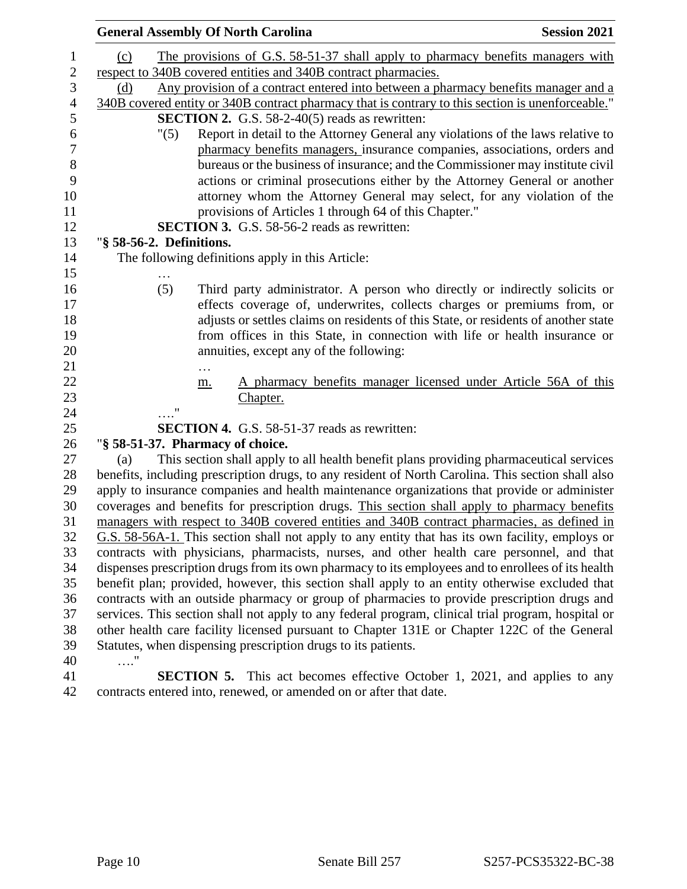(c) The provisions of G.S. 58-51-37 shall apply to pharmacy benefits managers with respect to 340B covered entities and 340B contract pharmacies.

(d) Any provision of a contract entered into between a pharmacy benefits manager and a 340B covered entity or 340B contract pharmacy that is contrary to this section is unenforceable."

**SECTION 2.** G.S. 58-2-40(5) reads as rewritten:

"(5) Report in detail to the Attorney General any violations of the laws relative to pharmacy benefits managers, insurance companies, associations, orders and bureaus or the business of insurance; and the Commissioner may institute civil actions or criminal prosecutions either by the Attorney General or another attorney whom the Attorney General may select, for any violation of the provisions of Articles 1 through 64 of this Chapter."

**SECTION 3.** G.S. 58-56-2 reads as rewritten:

"**§ 58-56-2. Definitions.**

The following definitions apply in this Article:

…

(5) Third party administrator. A person who directly or indirectly solicits or effects coverage of, underwrites, collects charges or premiums from, or adjusts or settles claims on residents of this State, or residents of another state from offices in this State, in connection with life or health insurance or annuities, except any of the following:

…

m. A pharmacy benefits manager licensed under Article 56A of this Chapter.

…."

**SECTION 4.** G.S. 58-51-37 reads as rewritten:

"**§ 58-51-37. Pharmacy of choice.**

(a) This section shall apply to all health benefit plans providing pharmaceutical services benefits, including prescription drugs, to any resident of North Carolina. This section shall also apply to insurance companies and health maintenance organizations that provide or administer coverages and benefits for prescription drugs. This section shall apply to pharmacy benefits managers with respect to 340B covered entities and 340B contract pharmacies, as defined in G.S. 58-56A-1. This section shall not apply to any entity that has its own facility, employs or contracts with physicians, pharmacists, nurses, and other health care personnel, and that dispenses prescription drugs from its own pharmacy to its employees and to enrollees of its health benefit plan; provided, however, this section shall apply to an entity otherwise excluded that contracts with an outside pharmacy or group of pharmacies to provide prescription drugs and services. This section shall not apply to any federal program, clinical trial program, hospital or other health care facility licensed pursuant to Chapter 131E or Chapter 122C of the General Statutes, when dispensing prescription drugs to its patients.

…."

**SECTION 5.** This act becomes effective October 1, 2021, and applies to any contracts entered into, renewed, or amended on or after that date.